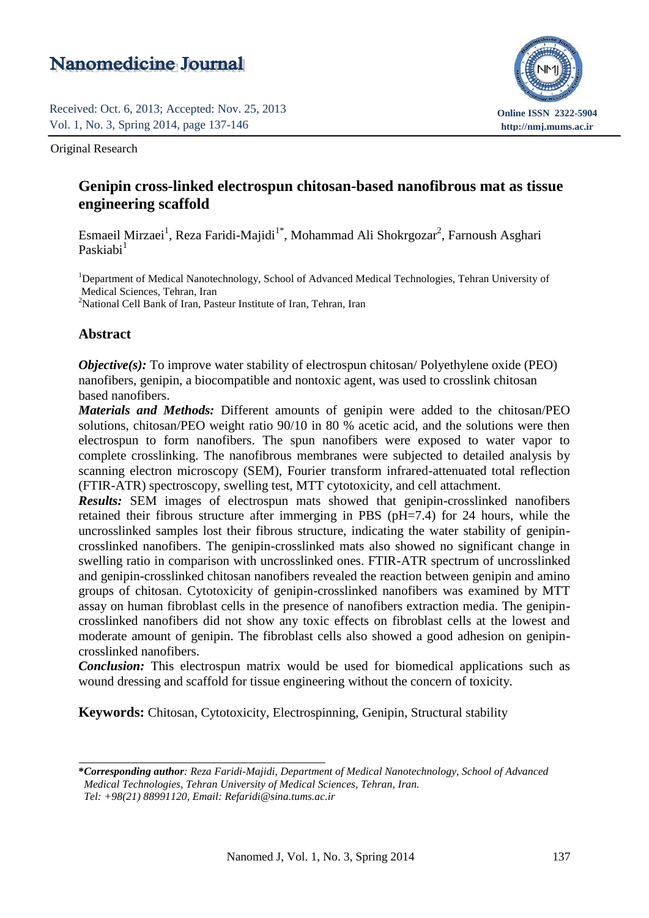Original Research

# Genipin cross-linked electrospun chitosan-based nanofibrous mat as tissue engineering scaffold

Esmaeil Mirzaei[1], Reza Faridi-Majidi[1*], Mohammad Ali Shokrgozar[2], Farnoush Asghari Paskiabi[1]

[1]Department of Medical Nanotechnology, School of Advanced Medical Technologies, Tehran University of Medical Sciences, Tehran, Iran

[2]National Cell Bank of Iran, Pasteur Institute of Iran, Tehran, Iran

## Abstract

***Objective(s):*** To improve water stability of electrospun chitosan/ Polyethylene oxide (PEO) nanofibers, genipin, a biocompatible and nontoxic agent, was used to crosslink chitosan based nanofibers.

***Materials and Methods:*** Different amounts of genipin were added to the chitosan/PEO solutions, chitosan/PEO weight ratio 90/10 in 80 % acetic acid, and the solutions were then electrospun to form nanofibers. The spun nanofibers were exposed to water vapor to complete crosslinking. The nanofibrous membranes were subjected to detailed analysis by scanning electron microscopy (SEM), Fourier transform infrared-attenuated total reflection (FTIR-ATR) spectroscopy, swelling test, MTT cytotoxicity, and cell attachment.

***Results:*** SEM images of electrospun mats showed that genipin-crosslinked nanofibers retained their fibrous structure after immerging in PBS (pH=7.4) for 24 hours, while the uncrosslinked samples lost their fibrous structure, indicating the water stability of genipin-crosslinked nanofibers. The genipin-crosslinked mats also showed no significant change in swelling ratio in comparison with uncrosslinked ones. FTIR-ATR spectrum of uncrosslinked and genipin-crosslinked chitosan nanofibers revealed the reaction between genipin and amino groups of chitosan. Cytotoxicity of genipin-crosslinked nanofibers was examined by MTT assay on human fibroblast cells in the presence of nanofibers extraction media. The genipin-crosslinked nanofibers did not show any toxic effects on fibroblast cells at the lowest and moderate amount of genipin. The fibroblast cells also showed a good adhesion on genipin-crosslinked nanofibers.

***Conclusion:*** This electrospun matrix would be used for biomedical applications such as wound dressing and scaffold for tissue engineering without the concern of toxicity.

**Keywords:** Chitosan, Cytotoxicity, Electrospinning, Genipin, Structural stability

---

***Corresponding author**: *Reza Faridi-Majidi, Department of Medical Nanotechnology, School of Advanced Medical Technologies, Tehran University of Medical Sciences, Tehran, Iran.*
*Tel: +98(21) 88991120, Email: Refaridi@sina.tums.ac.ir*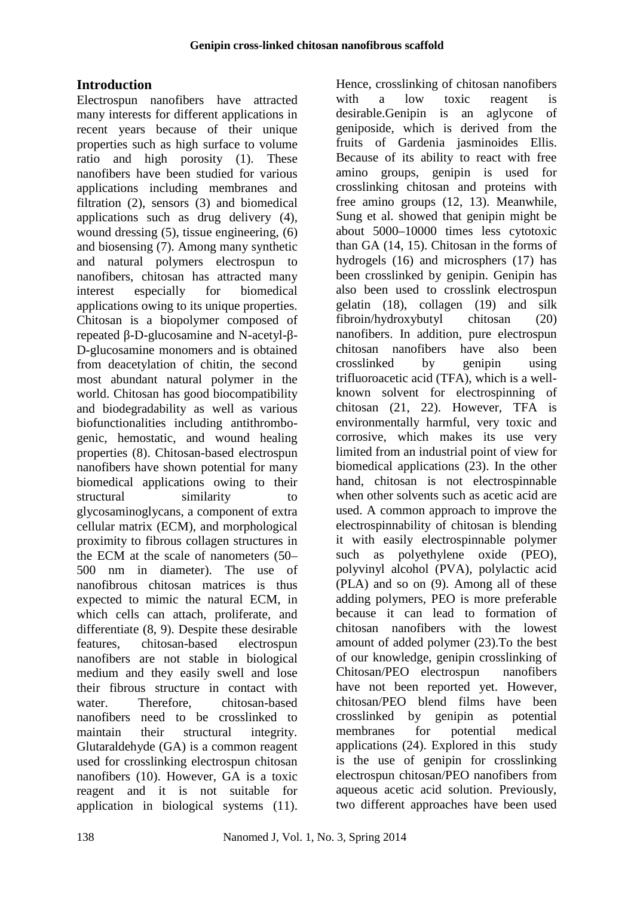## Introduction

Electrospun nanofibers have attracted many interests for different applications in recent years because of their unique properties such as high surface to volume ratio and high porosity (1). These nanofibers have been studied for various applications including membranes and filtration (2), sensors (3) and biomedical applications such as drug delivery (4), wound dressing (5), tissue engineering, (6) and biosensing (7). Among many synthetic and natural polymers electrospun to nanofibers, chitosan has attracted many interest especially for biomedical applications owing to its unique properties. Chitosan is a biopolymer composed of repeated β-D-glucosamine and N-acetyl-β-D-glucosamine monomers and is obtained from deacetylation of chitin, the second most abundant natural polymer in the world. Chitosan has good biocompatibility and biodegradability as well as various biofunctionalities including antithrombogenic, hemostatic, and wound healing properties (8). Chitosan-based electrospun nanofibers have shown potential for many biomedical applications owing to their structural similarity to glycosaminoglycans, a component of extra cellular matrix (ECM), and morphological proximity to fibrous collagen structures in the ECM at the scale of nanometers (50–500 nm in diameter). The use of nanofibrous chitosan matrices is thus expected to mimic the natural ECM, in which cells can attach, proliferate, and differentiate (8, 9). Despite these desirable features, chitosan-based electrospun nanofibers are not stable in biological medium and they easily swell and lose their fibrous structure in contact with water. Therefore, chitosan-based nanofibers need to be crosslinked to maintain their structural integrity. Glutaraldehyde (GA) is a common reagent used for crosslinking electrospun chitosan nanofibers (10). However, GA is a toxic reagent and it is not suitable for application in biological systems (11). Hence, crosslinking of chitosan nanofibers with a low toxic reagent is desirable.Genipin is an aglycone of geniposide, which is derived from the fruits of Gardenia jasminoides Ellis. Because of its ability to react with free amino groups, genipin is used for crosslinking chitosan and proteins with free amino groups (12, 13). Meanwhile, Sung et al. showed that genipin might be about 5000–10000 times less cytotoxic than GA (14, 15). Chitosan in the forms of hydrogels (16) and microsphers (17) has been crosslinked by genipin. Genipin has also been used to crosslink electrospun gelatin (18), collagen (19) and silk fibroin/hydroxybutyl chitosan (20) nanofibers. In addition, pure electrospun chitosan nanofibers have also been crosslinked by genipin using trifluoroacetic acid (TFA), which is a well-known solvent for electrospinning of chitosan (21, 22). However, TFA is environmentally harmful, very toxic and corrosive, which makes its use very limited from an industrial point of view for biomedical applications (23). In the other hand, chitosan is not electrospinnable when other solvents such as acetic acid are used. A common approach to improve the electrospinnability of chitosan is blending it with easily electrospinnable polymer such as polyethylene oxide (PEO), polyvinyl alcohol (PVA), polylactic acid (PLA) and so on (9). Among all of these adding polymers, PEO is more preferable because it can lead to formation of chitosan nanofibers with the lowest amount of added polymer (23).To the best of our knowledge, genipin crosslinking of Chitosan/PEO electrospun nanofibers have not been reported yet. However, chitosan/PEO blend films have been crosslinked by genipin as potential membranes for potential medical applications (24). Explored in this study is the use of genipin for crosslinking electrospun chitosan/PEO nanofibers from aqueous acetic acid solution. Previously, two different approaches have been used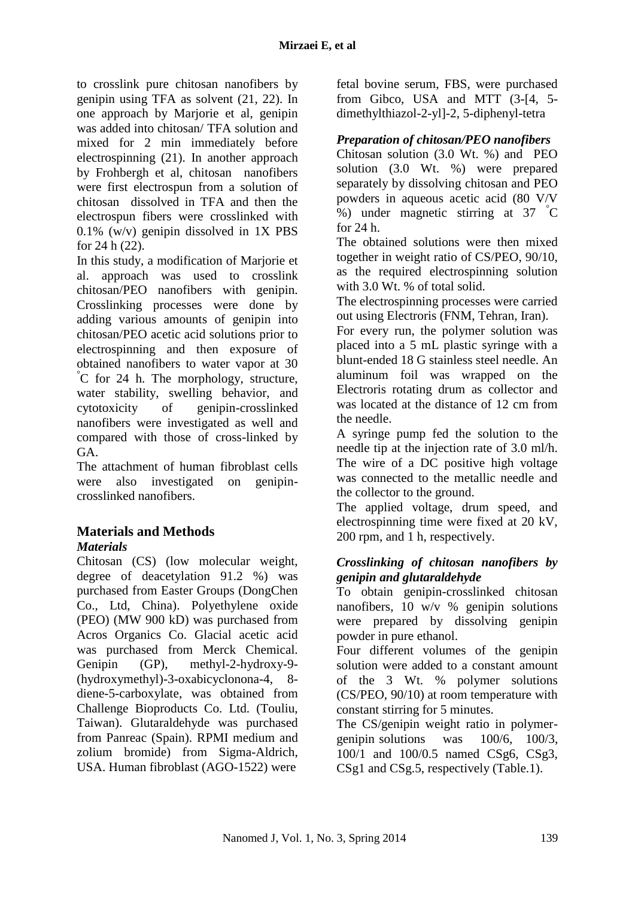to crosslink pure chitosan nanofibers by genipin using TFA as solvent (21, 22). In one approach by Marjorie et al, genipin was added into chitosan/ TFA solution and mixed for 2 min immediately before electrospinning (21). In another approach by Frohbergh et al, chitosan nanofibers were first electrospun from a solution of chitosan dissolved in TFA and then the electrospun fibers were crosslinked with 0.1% (w/v) genipin dissolved in 1X PBS for 24 h (22).

In this study, a modification of Marjorie et al. approach was used to crosslink chitosan/PEO nanofibers with genipin. Crosslinking processes were done by adding various amounts of genipin into chitosan/PEO acetic acid solutions prior to electrospinning and then exposure of obtained nanofibers to water vapor at 30 °C for 24 h. The morphology, structure, water stability, swelling behavior, and cytotoxicity of genipin-crosslinked nanofibers were investigated as well and compared with those of cross-linked by GA.

The attachment of human fibroblast cells were also investigated on genipin-crosslinked nanofibers.

## Materials and Methods

### *Materials*

Chitosan (CS) (low molecular weight, degree of deacetylation 91.2 %) was purchased from Easter Groups (DongChen Co., Ltd, China). Polyethylene oxide (PEO) (MW 900 kD) was purchased from Acros Organics Co. Glacial acetic acid was purchased from Merck Chemical. Genipin (GP), methyl-2-hydroxy-9-(hydroxymethyl)-3-oxabicyclonona-4, 8-diene-5-carboxylate, was obtained from Challenge Bioproducts Co. Ltd. (Touliu, Taiwan). Glutaraldehyde was purchased from Panreac (Spain). RPMI medium and zolium bromide) from Sigma-Aldrich, USA. Human fibroblast (AGO-1522) were fetal bovine serum, FBS, were purchased from Gibco, USA and MTT (3-[4, 5-dimethylthiazol-2-yl]-2, 5-diphenyl-tetra

### *Preparation of chitosan/PEO nanofibers*

Chitosan solution (3.0 Wt. %) and PEO solution (3.0 Wt. %) were prepared separately by dissolving chitosan and PEO powders in aqueous acetic acid (80 V/V %) under magnetic stirring at 37 °C for 24 h.

The obtained solutions were then mixed together in weight ratio of CS/PEO, 90/10, as the required electrospinning solution with 3.0 Wt. % of total solid.

The electrospinning processes were carried out using Electroris (FNM, Tehran, Iran).

For every run, the polymer solution was placed into a 5 mL plastic syringe with a blunt-ended 18 G stainless steel needle. An aluminum foil was wrapped on the Electroris rotating drum as collector and was located at the distance of 12 cm from the needle.

A syringe pump fed the solution to the needle tip at the injection rate of 3.0 ml/h. The wire of a DC positive high voltage was connected to the metallic needle and the collector to the ground.

The applied voltage, drum speed, and electrospinning time were fixed at 20 kV, 200 rpm, and 1 h, respectively.

### *Crosslinking of chitosan nanofibers by genipin and glutaraldehyde*

To obtain genipin-crosslinked chitosan nanofibers, 10 w/v % genipin solutions were prepared by dissolving genipin powder in pure ethanol.

Four different volumes of the genipin solution were added to a constant amount of the 3 Wt. % polymer solutions (CS/PEO, 90/10) at room temperature with constant stirring for 5 minutes.

The CS/genipin weight ratio in polymer-genipin solutions was 100/6, 100/3, 100/1 and 100/0.5 named CSg6, CSg3, CSg1 and CSg.5, respectively (Table.1).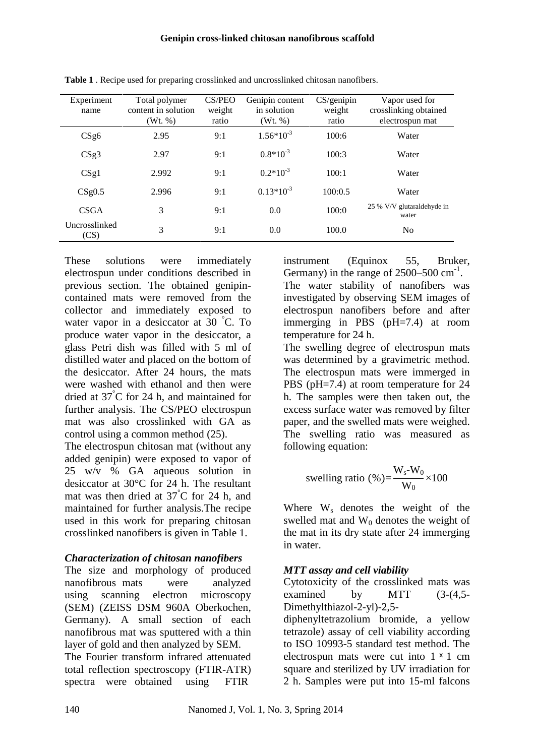**Table 1** . Recipe used for preparing crosslinked and uncrosslinked chitosan nanofibers.

| Experiment name | Total polymer content in solution (Wt. %) | CS/PEO weight ratio | Genipin content in solution (Wt. %) | CS/genipin weight ratio | Vapor used for crosslinking obtained electrospun mat |
|---|---|---|---|---|---|
| CSg6 | 2.95 | 9:1 | $1.56*10^{-3}$ | 100:6 | Water |
| CSg3 | 2.97 | 9:1 | $0.8*10^{-3}$ | 100:3 | Water |
| CSg1 | 2.992 | 9:1 | $0.2*10^{-3}$ | 100:1 | Water |
| CSg0.5 | 2.996 | 9:1 | $0.13*10^{-3}$ | 100:0.5 | Water |
| CSGA | 3 | 9:1 | 0.0 | 100:0 | 25 % V/V glutaraldehyde in water |
| Uncrosslinked (CS) | 3 | 9:1 | 0.0 | 100.0 | No |

These solutions were immediately electrospun under conditions described in previous section. The obtained genipin-contained mats were removed from the collector and immediately exposed to water vapor in a desiccator at 30 °C. To produce water vapor in the desiccator, a glass Petri dish was filled with 5 ml of distilled water and placed on the bottom of the desiccator. After 24 hours, the mats were washed with ethanol and then were dried at 37°C for 24 h, and maintained for further analysis. The CS/PEO electrospun mat was also crosslinked with GA as control using a common method (25).

The electrospun chitosan mat (without any added genipin) were exposed to vapor of 25 w/v % GA aqueous solution in desiccator at 30°C for 24 h. The resultant mat was then dried at 37°C for 24 h, and maintained for further analysis.The recipe used in this work for preparing chitosan crosslinked nanofibers is given in Table 1.

### *Characterization of chitosan nanofibers*

The size and morphology of produced nanofibrous mats were analyzed using scanning electron microscopy (SEM) (ZEISS DSM 960A Oberkochen, Germany). A small section of each nanofibrous mat was sputtered with a thin layer of gold and then analyzed by SEM.

The Fourier transform infrared attenuated total reflection spectroscopy (FTIR-ATR) spectra were obtained using FTIR instrument (Equinox 55, Bruker, Germany) in the range of 2500–500 $cm^{-1}$.

The water stability of nanofibers was investigated by observing SEM images of electrospun nanofibers before and after immerging in PBS (pH=7.4) at room temperature for 24 h.

The swelling degree of electrospun mats was determined by a gravimetric method. The electrospun mats were immerged in PBS (pH=7.4) at room temperature for 24 h. The samples were then taken out, the excess surface water was removed by filter paper, and the swelled mats were weighed. The swelling ratio was measured as following equation:

$$\text{swelling ratio (\%)} = \frac{W_s - W_0}{W_0} \times 100$$

Where $W_s$ denotes the weight of the swelled mat and $W_0$ denotes the weight of the mat in its dry state after 24 immerging in water.

### *MTT assay and cell viability*

Cytotoxicity of the crosslinked mats was examined by MTT (3-(4,5-Dimethylthiazol-2-yl)-2,5-diphenyltetrazolium bromide, a yellow tetrazole) assay of cell viability according to ISO 10993-5 standard test method. The electrospun mats were cut into 1 × 1 cm square and sterilized by UV irradiation for 2 h. Samples were put into 15-ml falcons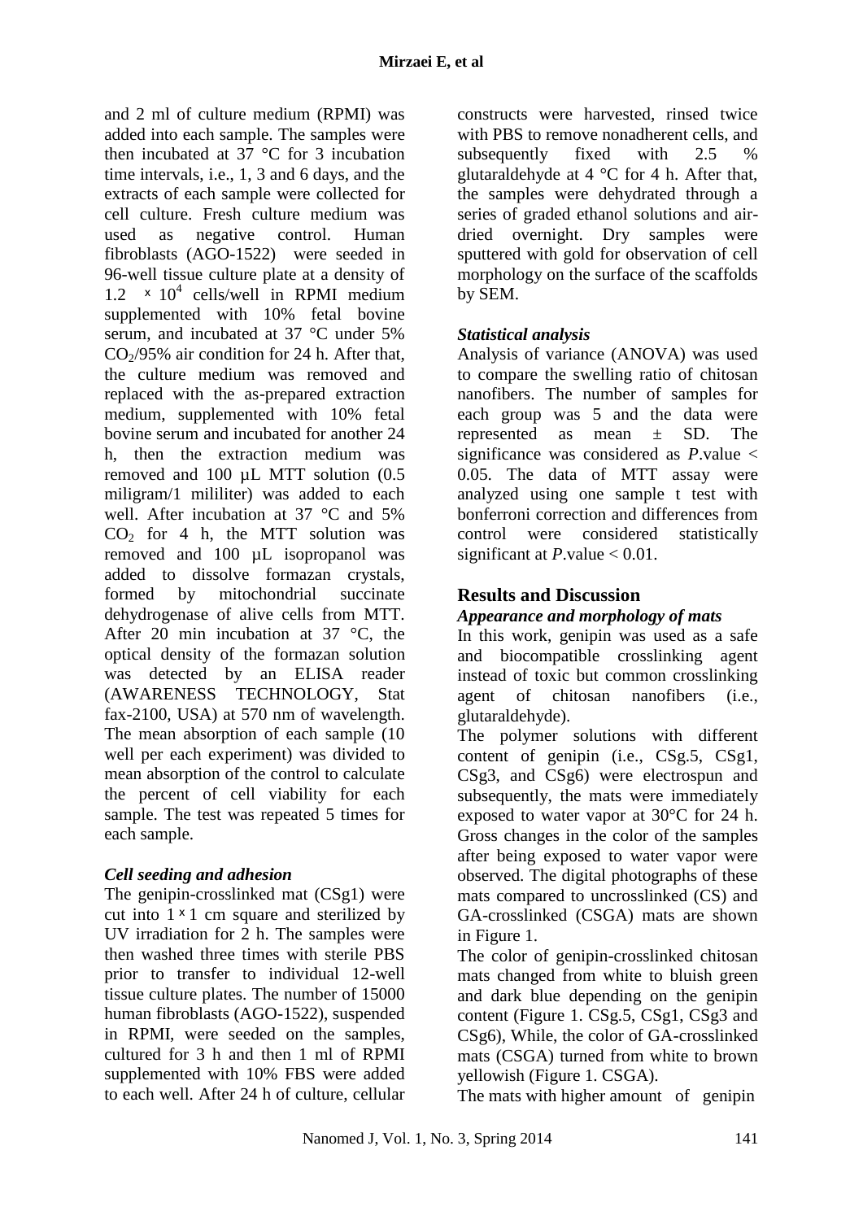and 2 ml of culture medium (RPMI) was added into each sample. The samples were then incubated at 37 °C for 3 incubation time intervals, i.e., 1, 3 and 6 days, and the extracts of each sample were collected for cell culture. Fresh culture medium was used as negative control. Human fibroblasts (AGO-1522) were seeded in 96-well tissue culture plate at a density of $1.2 \times 10^4$ cells/well in RPMI medium supplemented with 10% fetal bovine serum, and incubated at 37 °C under 5% $CO_2$/95% air condition for 24 h. After that, the culture medium was removed and replaced with the as-prepared extraction medium, supplemented with 10% fetal bovine serum and incubated for another 24 h, then the extraction medium was removed and 100 µL MTT solution (0.5 miligram/1 mililiter) was added to each well. After incubation at 37 °C and 5% $CO_2$ for 4 h, the MTT solution was removed and 100 µL isopropanol was added to dissolve formazan crystals, formed by mitochondrial succinate dehydrogenase of alive cells from MTT. After 20 min incubation at 37 °C, the optical density of the formazan solution was detected by an ELISA reader (AWARENESS TECHNOLOGY, Stat fax-2100, USA) at 570 nm of wavelength. The mean absorption of each sample (10 well per each experiment) was divided to mean absorption of the control to calculate the percent of cell viability for each sample. The test was repeated 5 times for each sample.

### *Cell seeding and adhesion*

The genipin-crosslinked mat (CSg1) were cut into $1 \times 1$ cm square and sterilized by UV irradiation for 2 h. The samples were then washed three times with sterile PBS prior to transfer to individual 12-well tissue culture plates. The number of 15000 human fibroblasts (AGO-1522), suspended in RPMI, were seeded on the samples, cultured for 3 h and then 1 ml of RPMI supplemented with 10% FBS were added to each well. After 24 h of culture, cellular constructs were harvested, rinsed twice with PBS to remove nonadherent cells, and subsequently fixed with 2.5 % glutaraldehyde at 4 °C for 4 h. After that, the samples were dehydrated through a series of graded ethanol solutions and air-dried overnight. Dry samples were sputtered with gold for observation of cell morphology on the surface of the scaffolds by SEM.

### *Statistical analysis*

Analysis of variance (ANOVA) was used to compare the swelling ratio of chitosan nanofibers. The number of samples for each group was 5 and the data were represented as mean ± SD. The significance was considered as *P*.value < 0.05. The data of MTT assay were analyzed using one sample t test with bonferroni correction and differences from control were considered statistically significant at *P*.value < 0.01.

## Results and Discussion

### *Appearance and morphology of mats*

In this work, genipin was used as a safe and biocompatible crosslinking agent instead of toxic but common crosslinking agent of chitosan nanofibers (i.e., glutaraldehyde).

The polymer solutions with different content of genipin (i.e., CSg.5, CSg1, CSg3, and CSg6) were electrospun and subsequently, the mats were immediately exposed to water vapor at 30°C for 24 h. Gross changes in the color of the samples after being exposed to water vapor were observed. The digital photographs of these mats compared to uncrosslinked (CS) and GA-crosslinked (CSGA) mats are shown in Figure 1.

The color of genipin-crosslinked chitosan mats changed from white to bluish green and dark blue depending on the genipin content (Figure 1. CSg.5, CSg1, CSg3 and CSg6), While, the color of GA-crosslinked mats (CSGA) turned from white to brown yellowish (Figure 1. CSGA).

The mats with higher amount of genipin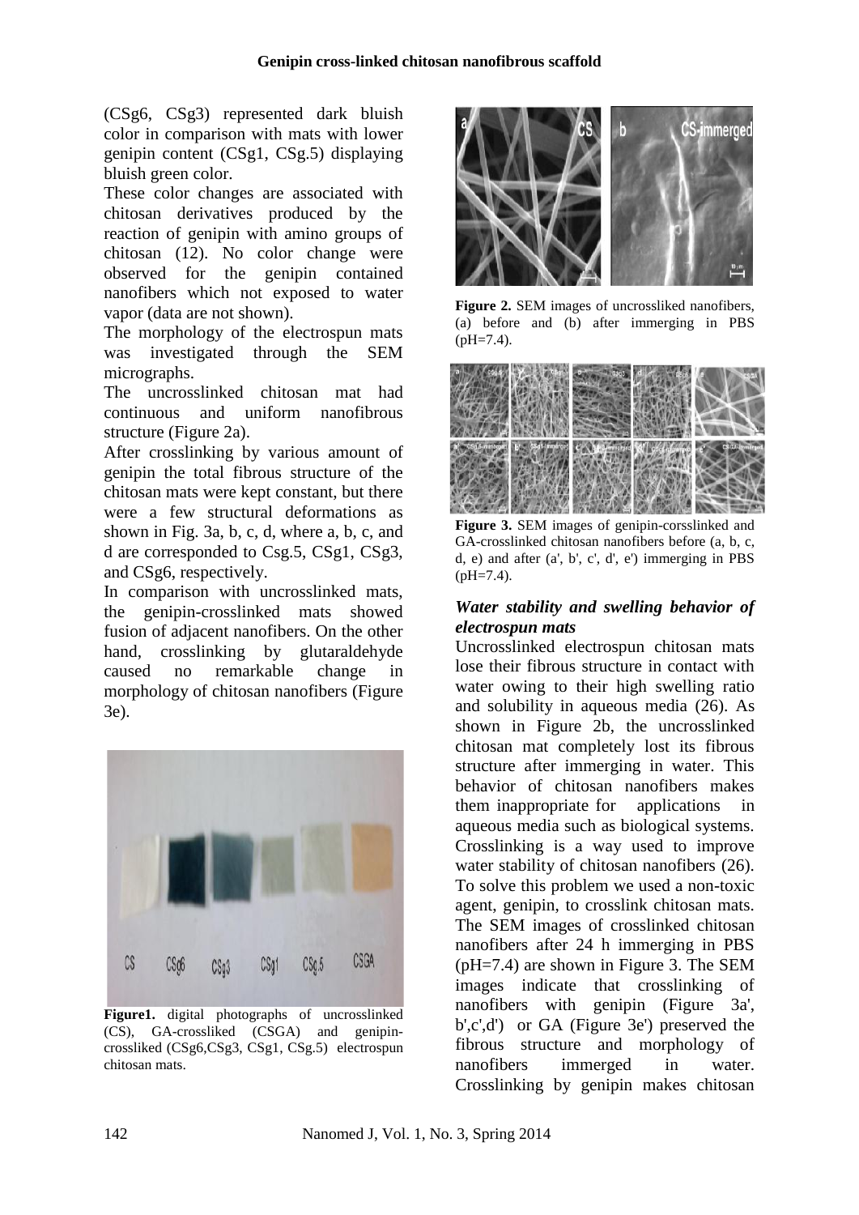(CSg6, CSg3) represented dark bluish color in comparison with mats with lower genipin content (CSg1, CSg.5) displaying bluish green color.

These color changes are associated with chitosan derivatives produced by the reaction of genipin with amino groups of chitosan (12). No color change were observed for the genipin contained nanofibers which not exposed to water vapor (data are not shown).

The morphology of the electrospun mats was investigated through the SEM micrographs.

The uncrosslinked chitosan mat had continuous and uniform nanofibrous structure (Figure 2a).

After crosslinking by various amount of genipin the total fibrous structure of the chitosan mats were kept constant, but there were a few structural deformations as shown in Fig. 3a, b, c, d, where a, b, c, and d are corresponded to Csg.5, CSg1, CSg3, and CSg6, respectively.

In comparison with uncrosslinked mats, the genipin-crosslinked mats showed fusion of adjacent nanofibers. On the other hand, crosslinking by glutaraldehyde caused no remarkable change in morphology of chitosan nanofibers (Figure 3e).

**Figure1.** digital photographs of uncrosslinked (CS), GA-crossliked (CSGA) and genipin-crossliked (CSg6,CSg3, CSg1, CSg.5) electrospun chitosan mats.

**Figure 2.** SEM images of uncrossliked nanofibers, (a) before and (b) after immerging in PBS (pH=7.4).

**Figure 3.** SEM images of genipin-corsslinked and GA-crosslinked chitosan nanofibers before (a, b, c, d, e) and after (a', b', c', d', e') immerging in PBS (pH=7.4).

### *Water stability and swelling behavior of electrospun mats*

Uncrosslinked electrospun chitosan mats lose their fibrous structure in contact with water owing to their high swelling ratio and solubility in aqueous media (26). As shown in Figure 2b, the uncrosslinked chitosan mat completely lost its fibrous structure after immerging in water. This behavior of chitosan nanofibers makes them inappropriate for applications in aqueous media such as biological systems. Crosslinking is a way used to improve water stability of chitosan nanofibers (26). To solve this problem we used a non-toxic agent, genipin, to crosslink chitosan mats. The SEM images of crosslinked chitosan nanofibers after 24 h immerging in PBS (pH=7.4) are shown in Figure 3. The SEM images indicate that crosslinking of nanofibers with genipin (Figure 3a', b',c',d') or GA (Figure 3e') preserved the fibrous structure and morphology of nanofibers immerged in water. Crosslinking by genipin makes chitosan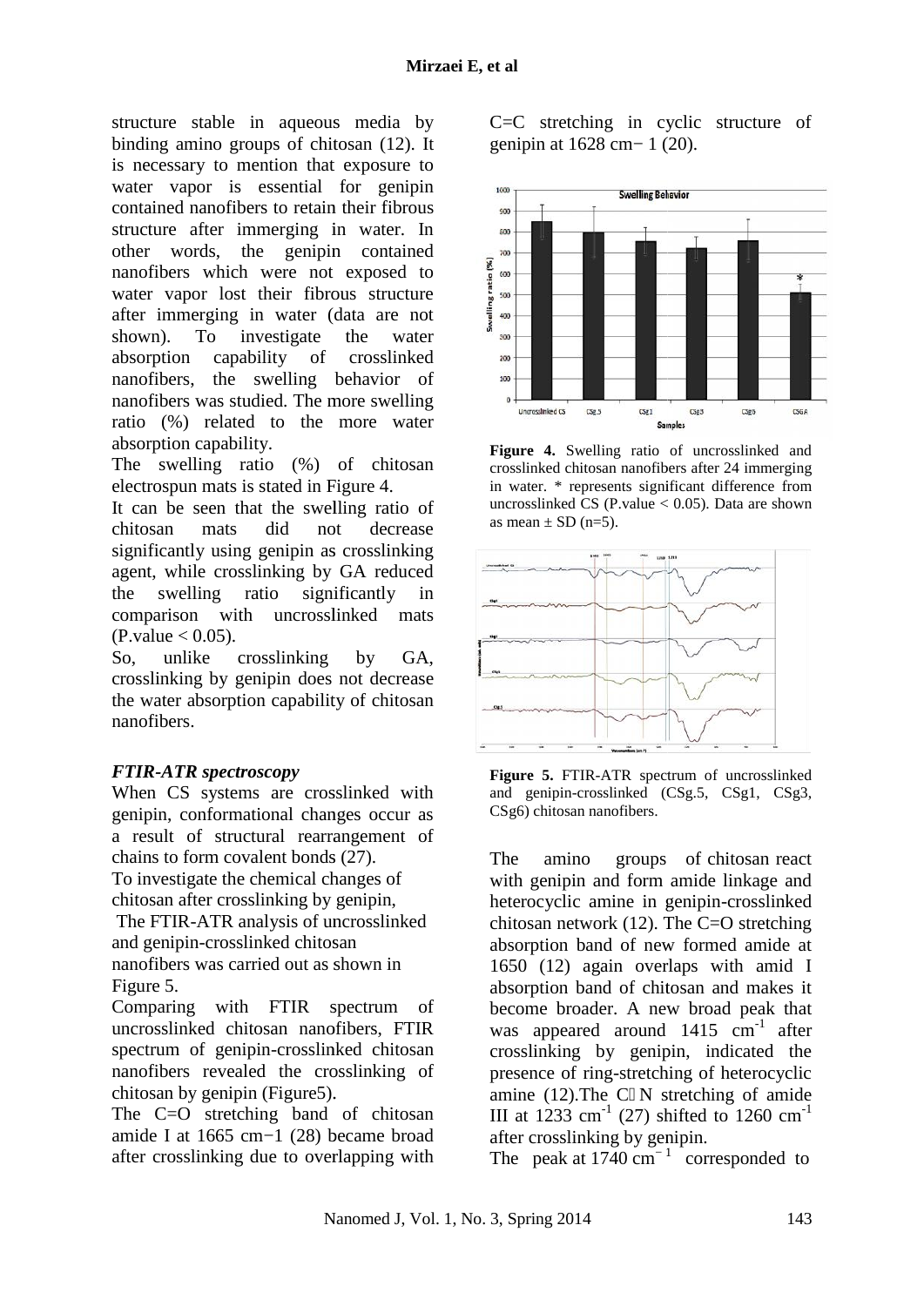structure stable in aqueous media by binding amino groups of chitosan (12). It is necessary to mention that exposure to water vapor is essential for genipin contained nanofibers to retain their fibrous structure after immerging in water. In other words, the genipin contained nanofibers which were not exposed to water vapor lost their fibrous structure after immerging in water (data are not shown). To investigate the water absorption capability of crosslinked nanofibers, the swelling behavior of nanofibers was studied. The more swelling ratio (%) related to the more water absorption capability.

The swelling ratio (%) of chitosan electrospun mats is stated in Figure 4.

It can be seen that the swelling ratio of chitosan mats did not decrease significantly using genipin as crosslinking agent, while crosslinking by GA reduced the swelling ratio significantly in comparison with uncrosslinked mats (P.value < 0.05).

So, unlike crosslinking by GA, crosslinking by genipin does not decrease the water absorption capability of chitosan nanofibers.

### *FTIR-ATR spectroscopy*

When CS systems are crosslinked with genipin, conformational changes occur as a result of structural rearrangement of chains to form covalent bonds (27).

To investigate the chemical changes of chitosan after crosslinking by genipin, The FTIR-ATR analysis of uncrosslinked and genipin-crosslinked chitosan nanofibers was carried out as shown in Figure 5.

Comparing with FTIR spectrum of uncrosslinked chitosan nanofibers, FTIR spectrum of genipin-crosslinked chitosan nanofibers revealed the crosslinking of chitosan by genipin (Figure5).

The C=O stretching band of chitosan amide I at 1665 cm−1 (28) became broad after crosslinking due to overlapping with C=C stretching in cyclic structure of genipin at 1628 cm− 1 (20).

**Figure 4.** Swelling ratio of uncrosslinked and crosslinked chitosan nanofibers after 24 immerging in water. * represents significant difference from uncrosslinked CS (P.value < 0.05). Data are shown as mean ± SD (n=5).

**Figure 5.** FTIR-ATR spectrum of uncrosslinked and genipin-crosslinked (CSg.5, CSg1, CSg3, CSg6) chitosan nanofibers.

The amino groups of chitosan react with genipin and form amide linkage and heterocyclic amine in genipin-crosslinked chitosan network (12). The C=O stretching absorption band of new formed amide at 1650 (12) again overlaps with amid I absorption band of chitosan and makes it become broader. A new broad peak that was appeared around 1415 $cm^{-1}$ after crosslinking by genipin, indicated the presence of ring-stretching of heterocyclic amine (12).The C–N stretching of amide III at 1233 $cm^{-1}$ (27) shifted to 1260 $cm^{-1}$ after crosslinking by genipin.

The peak at 1740 $cm^{-1}$ corresponded to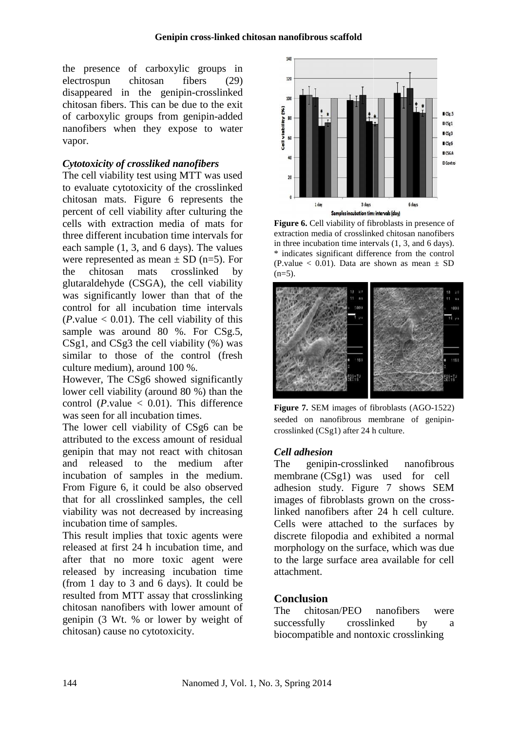the presence of carboxylic groups in electrospun chitosan fibers (29) disappeared in the genipin-crosslinked chitosan fibers. This can be due to the exit of carboxylic groups from genipin-added nanofibers when they expose to water vapor.

### *Cytotoxicity of crossliked nanofibers*

The cell viability test using MTT was used to evaluate cytotoxicity of the crosslinked chitosan mats. Figure 6 represents the percent of cell viability after culturing the cells with extraction media of mats for three different incubation time intervals for each sample (1, 3, and 6 days). The values were represented as mean ± SD (n=5). For the chitosan mats crosslinked by glutaraldehyde (CSGA), the cell viability was significantly lower than that of the control for all incubation time intervals (*P*.value < 0.01). The cell viability of this sample was around 80 %. For CSg.5, CSg1, and CSg3 the cell viability (%) was similar to those of the control (fresh culture medium), around 100 %.

However, The CSg6 showed significantly lower cell viability (around 80 %) than the control (*P*.value < 0.01). This difference was seen for all incubation times.

The lower cell viability of CSg6 can be attributed to the excess amount of residual genipin that may not react with chitosan and released to the medium after incubation of samples in the medium. From Figure 6, it could be also observed that for all crosslinked samples, the cell viability was not decreased by increasing incubation time of samples.

This result implies that toxic agents were released at first 24 h incubation time, and after that no more toxic agent were released by increasing incubation time (from 1 day to 3 and 6 days). It could be resulted from MTT assay that crosslinking chitosan nanofibers with lower amount of genipin (3 Wt. % or lower by weight of chitosan) cause no cytotoxicity.

**Figure 6.** Cell viability of fibroblasts in presence of extraction media of crosslinked chitosan nanofibers in three incubation time intervals (1, 3, and 6 days). * indicates significant difference from the control (P.value < 0.01). Data are shown as mean ± SD (n=5).

**Figure 7.** SEM images of fibroblasts (AGO-1522) seeded on nanofibrous membrane of genipin-crosslinked (CSg1) after 24 h culture.

### *Cell adhesion*

The genipin-crosslinked nanofibrous membrane (CSg1) was used for cell adhesion study. Figure 7 shows SEM images of fibroblasts grown on the cross-linked nanofibers after 24 h cell culture. Cells were attached to the surfaces by discrete filopodia and exhibited a normal morphology on the surface, which was due to the large surface area available for cell attachment.

## Conclusion

The chitosan/PEO nanofibers were successfully crosslinked by a biocompatible and nontoxic crosslinking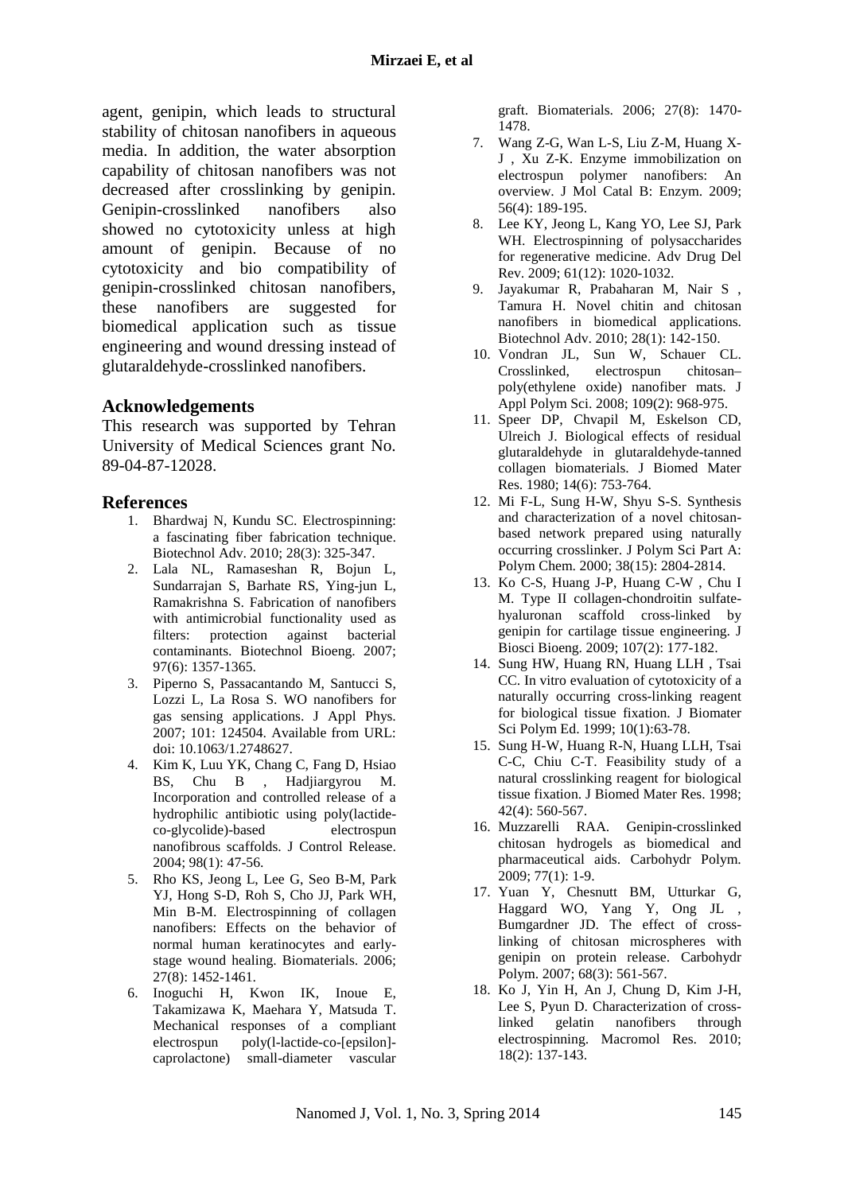agent, genipin, which leads to structural stability of chitosan nanofibers in aqueous media. In addition, the water absorption capability of chitosan nanofibers was not decreased after crosslinking by genipin. Genipin-crosslinked nanofibers also showed no cytotoxicity unless at high amount of genipin. Because of no cytotoxicity and bio compatibility of genipin-crosslinked chitosan nanofibers, these nanofibers are suggested for biomedical application such as tissue engineering and wound dressing instead of glutaraldehyde-crosslinked nanofibers.

## Acknowledgements

This research was supported by Tehran University of Medical Sciences grant No. 89-04-87-12028.

## References

1. Bhardwaj N, Kundu SC. Electrospinning: a fascinating fiber fabrication technique. Biotechnol Adv. 2010; 28(3): 325-347.
2. Lala NL, Ramaseshan R, Bojun L, Sundarrajan S, Barhate RS, Ying-jun L, Ramakrishna S. Fabrication of nanofibers with antimicrobial functionality used as filters: protection against bacterial contaminants. Biotechnol Bioeng. 2007; 97(6): 1357-1365.
3. Piperno S, Passacantando M, Santucci S, Lozzi L, La Rosa S. WO nanofibers for gas sensing applications. J Appl Phys. 2007; 101: 124504. Available from URL: doi: 10.1063/1.2748627.
4. Kim K, Luu YK, Chang C, Fang D, Hsiao BS, Chu B , Hadjiargyrou M. Incorporation and controlled release of a hydrophilic antibiotic using poly(lactide-co-glycolide)-based electrospun nanofibrous scaffolds. J Control Release. 2004; 98(1): 47-56.
5. Rho KS, Jeong L, Lee G, Seo B-M, Park YJ, Hong S-D, Roh S, Cho JJ, Park WH, Min B-M. Electrospinning of collagen nanofibers: Effects on the behavior of normal human keratinocytes and early-stage wound healing. Biomaterials. 2006; 27(8): 1452-1461.
6. Inoguchi H, Kwon IK, Inoue E, Takamizawa K, Maehara Y, Matsuda T. Mechanical responses of a compliant electrospun poly(l-lactide-co-[epsilon]-caprolactone) small-diameter vascular graft. Biomaterials. 2006; 27(8): 1470-1478.
7. Wang Z-G, Wan L-S, Liu Z-M, Huang X-J , Xu Z-K. Enzyme immobilization on electrospun polymer nanofibers: An overview. J Mol Catal B: Enzym. 2009; 56(4): 189-195.
8. Lee KY, Jeong L, Kang YO, Lee SJ, Park WH. Electrospinning of polysaccharides for regenerative medicine. Adv Drug Del Rev. 2009; 61(12): 1020-1032.
9. Jayakumar R, Prabaharan M, Nair S , Tamura H. Novel chitin and chitosan nanofibers in biomedical applications. Biotechnol Adv. 2010; 28(1): 142-150.
10. Vondran JL, Sun W, Schauer CL. Crosslinked, electrospun chitosan–poly(ethylene oxide) nanofiber mats. J Appl Polym Sci. 2008; 109(2): 968-975.
11. Speer DP, Chvapil M, Eskelson CD, Ulreich J. Biological effects of residual glutaraldehyde in glutaraldehyde-tanned collagen biomaterials. J Biomed Mater Res. 1980; 14(6): 753-764.
12. Mi F-L, Sung H-W, Shyu S-S. Synthesis and characterization of a novel chitosan-based network prepared using naturally occurring crosslinker. J Polym Sci Part A: Polym Chem. 2000; 38(15): 2804-2814.
13. Ko C-S, Huang J-P, Huang C-W , Chu I M. Type II collagen-chondroitin sulfate-hyaluronan scaffold cross-linked by genipin for cartilage tissue engineering. J Biosci Bioeng. 2009; 107(2): 177-182.
14. Sung HW, Huang RN, Huang LLH , Tsai CC. In vitro evaluation of cytotoxicity of a naturally occurring cross-linking reagent for biological tissue fixation. J Biomater Sci Polym Ed. 1999; 10(1):63-78.
15. Sung H-W, Huang R-N, Huang LLH, Tsai C-C, Chiu C-T. Feasibility study of a natural crosslinking reagent for biological tissue fixation. J Biomed Mater Res. 1998; 42(4): 560-567.
16. Muzzarelli RAA. Genipin-crosslinked chitosan hydrogels as biomedical and pharmaceutical aids. Carbohydr Polym. 2009; 77(1): 1-9.
17. Yuan Y, Chesnutt BM, Utturkar G, Haggard WO, Yang Y, Ong JL , Bumgardner JD. The effect of cross-linking of chitosan microspheres with genipin on protein release. Carbohydr Polym. 2007; 68(3): 561-567.
18. Ko J, Yin H, An J, Chung D, Kim J-H, Lee S, Pyun D. Characterization of cross-linked gelatin nanofibers through electrospinning. Macromol Res. 2010; 18(2): 137-143.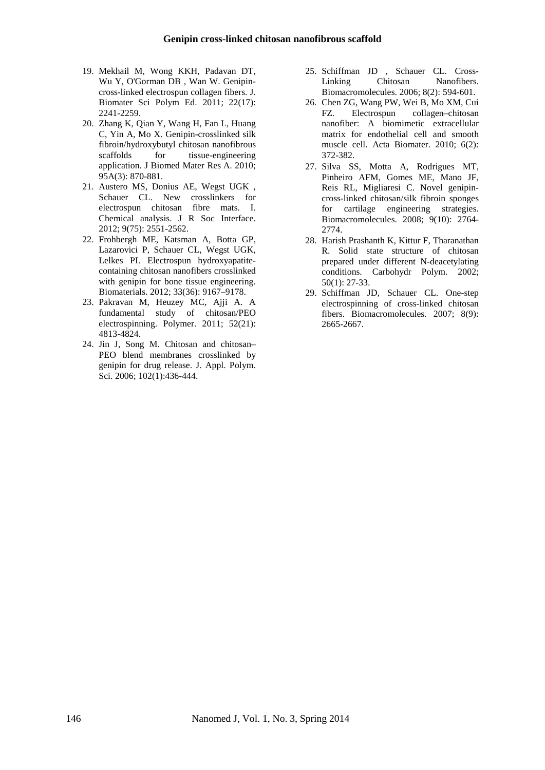19. Mekhail M, Wong KKH, Padavan DT, Wu Y, O'Gorman DB , Wan W. Genipin-cross-linked electrospun collagen fibers. J. Biomater Sci Polym Ed. 2011; 22(17): 2241-2259.
20. Zhang K, Qian Y, Wang H, Fan L, Huang C, Yin A, Mo X. Genipin-crosslinked silk fibroin/hydroxybutyl chitosan nanofibrous scaffolds for tissue-engineering application. J Biomed Mater Res A. 2010; 95A(3): 870-881.
21. Austero MS, Donius AE, Wegst UGK , Schauer CL. New crosslinkers for electrospun chitosan fibre mats. I. Chemical analysis. J R Soc Interface. 2012; 9(75): 2551-2562.
22. Frohbergh ME, Katsman A, Botta GP, Lazarovici P, Schauer CL, Wegst UGK, Lelkes PI. Electrospun hydroxyapatite-containing chitosan nanofibers crosslinked with genipin for bone tissue engineering. Biomaterials. 2012; 33(36): 9167–9178.
23. Pakravan M, Heuzey MC, Ajji A. A fundamental study of chitosan/PEO electrospinning. Polymer. 2011; 52(21): 4813-4824.
24. Jin J, Song M. Chitosan and chitosan–PEO blend membranes crosslinked by genipin for drug release. J. Appl. Polym. Sci. 2006; 102(1):436-444.
25. Schiffman JD , Schauer CL. Cross-Linking Chitosan Nanofibers. Biomacromolecules. 2006; 8(2): 594-601.
26. Chen ZG, Wang PW, Wei B, Mo XM, Cui FZ. Electrospun collagen–chitosan nanofiber: A biomimetic extracellular matrix for endothelial cell and smooth muscle cell. Acta Biomater. 2010; 6(2): 372-382.
27. Silva SS, Motta A, Rodrigues MT, Pinheiro AFM, Gomes ME, Mano JF, Reis RL, Migliaresi C. Novel genipin-cross-linked chitosan/silk fibroin sponges for cartilage engineering strategies. Biomacromolecules. 2008; 9(10): 2764-2774.
28. Harish Prashanth K, Kittur F, Tharanathan R. Solid state structure of chitosan prepared under different N-deacetylating conditions. Carbohydr Polym. 2002; 50(1): 27-33.
29. Schiffman JD, Schauer CL. One-step electrospinning of cross-linked chitosan fibers. Biomacromolecules. 2007; 8(9): 2665-2667.